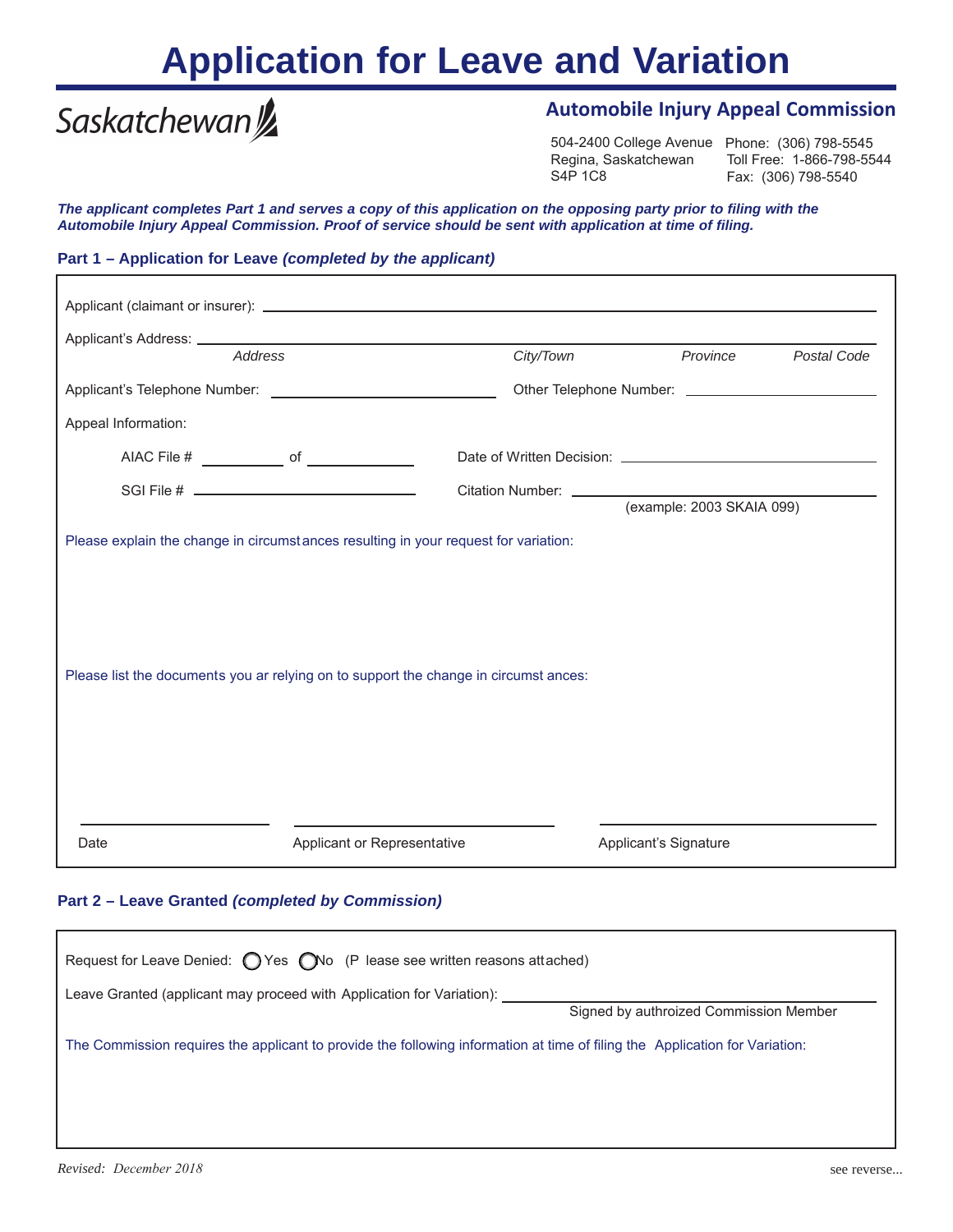# Application for Leave and Variation

Saskatchewan

## Automobile Injury Appeal Commission

504-2400 College Avenue
Regina, Saskatchewan
S4P 1C8

Phone: (306) 798-5545
Toll Free: 1-866-798-5544
Fax: (306) 798-5540

***The applicant completes Part 1 and serves a copy of this application on the opposing party prior to filing with the Automobile Injury Appeal Commission. Proof of service should be sent with application at time of filing.***

### Part 1 – Application for Leave *(completed by the applicant)*

Applicant (claimant or insurer): ______________________________

Applicant's Address: ______________________________
*Address* *City/Town* *Province* *Postal Code*

Applicant's Telephone Number: ______________ Other Telephone Number: ______________

Appeal Information:

AIAC File # ________ of __________ Date of Written Decision: ______________

SGI File # ______________ Citation Number: ______________
(example: 2003 SKAIA 099)

Please explain the change in circumstances resulting in your request for variation:

Please list the documents you ar relying on to support the change in circumstances:

| Date | Applicant or Representative | Applicant's Signature |
|---|---|---|

### Part 2 – Leave Granted *(completed by Commission)*

Request for Leave Denied: ◯ Yes ◯ No (Please see written reasons attached)

Leave Granted (applicant may proceed with Application for Variation): ______________________________
Signed by authroized Commission Member

The Commission requires the applicant to provide the following information at time of filing the Application for Variation:

*Revised: December 2018*

see reverse...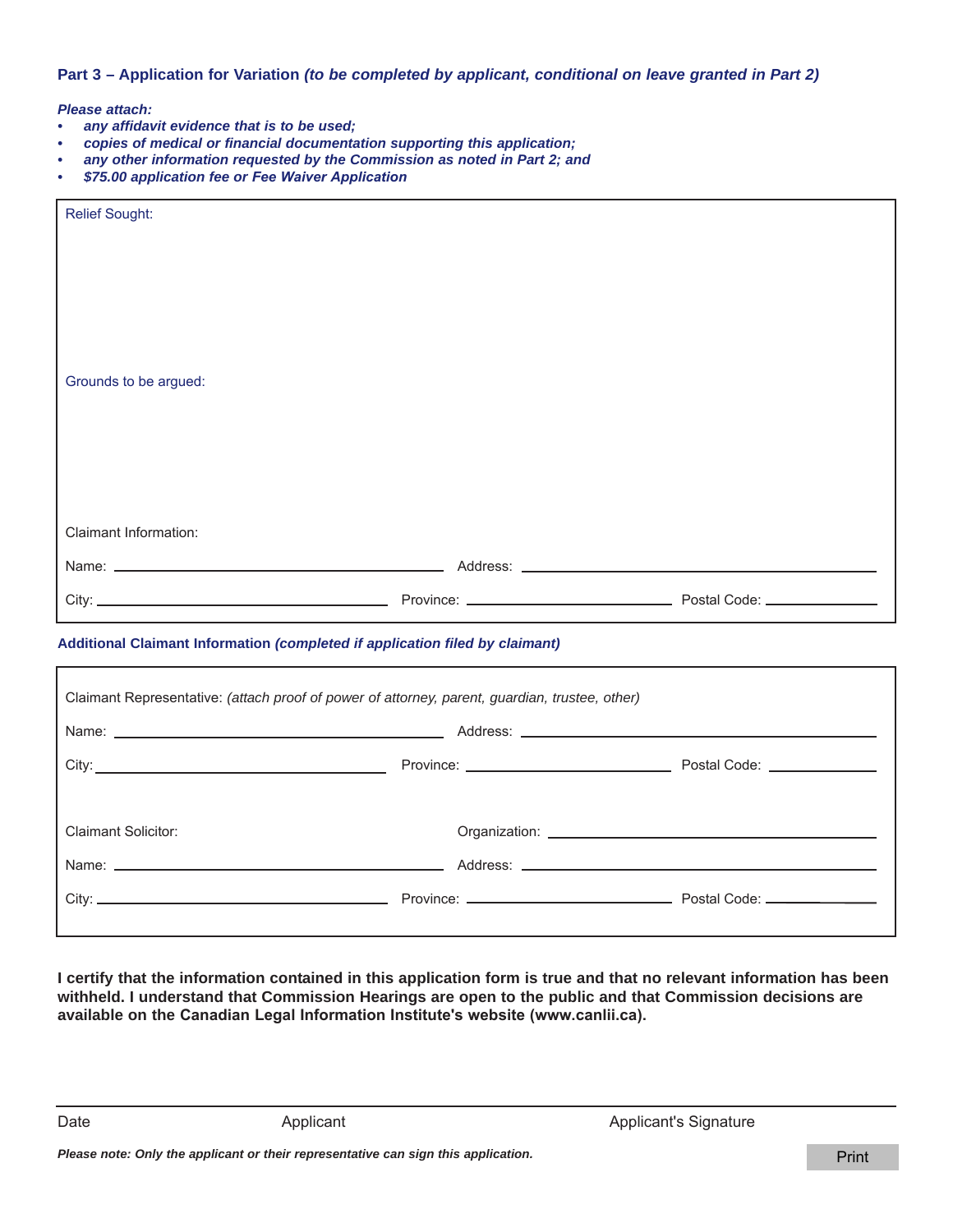## Part 3 – Application for Variation *(to be completed by applicant, conditional on leave granted in Part 2)*

***Please attach:***

- ***any affidavit evidence that is to be used;***
- ***copies of medical or financial documentation supporting this application;***
- ***any other information requested by the Commission as noted in Part 2; and***
- ***$75.00 application fee or Fee Waiver Application***

Relief Sought:

Grounds to be argued:

Claimant Information:

Name: ______________________ Address: ______________________

City: ______________________ Province: ______________________ Postal Code: ______________

**Additional Claimant Information** ***(completed if application filed by claimant)***

Claimant Representative: *(attach proof of power of attorney, parent, guardian, trustee, other)*

Name: ______________________ Address: ______________________

City: ______________________ Province: ______________________ Postal Code: ______________

Claimant Solicitor: Organization: ______________________

Name: ______________________ Address: ______________________

City: ______________________ Province: ______________________ Postal Code: ______________

**I certify that the information contained in this application form is true and that no relevant information has been withheld. I understand that Commission Hearings are open to the public and that Commission decisions are available on the Canadian Legal Information Institute's website (www.canlii.ca).**

Date Applicant Applicant's Signature

***Please note: Only the applicant or their representative can sign this application.***

Print